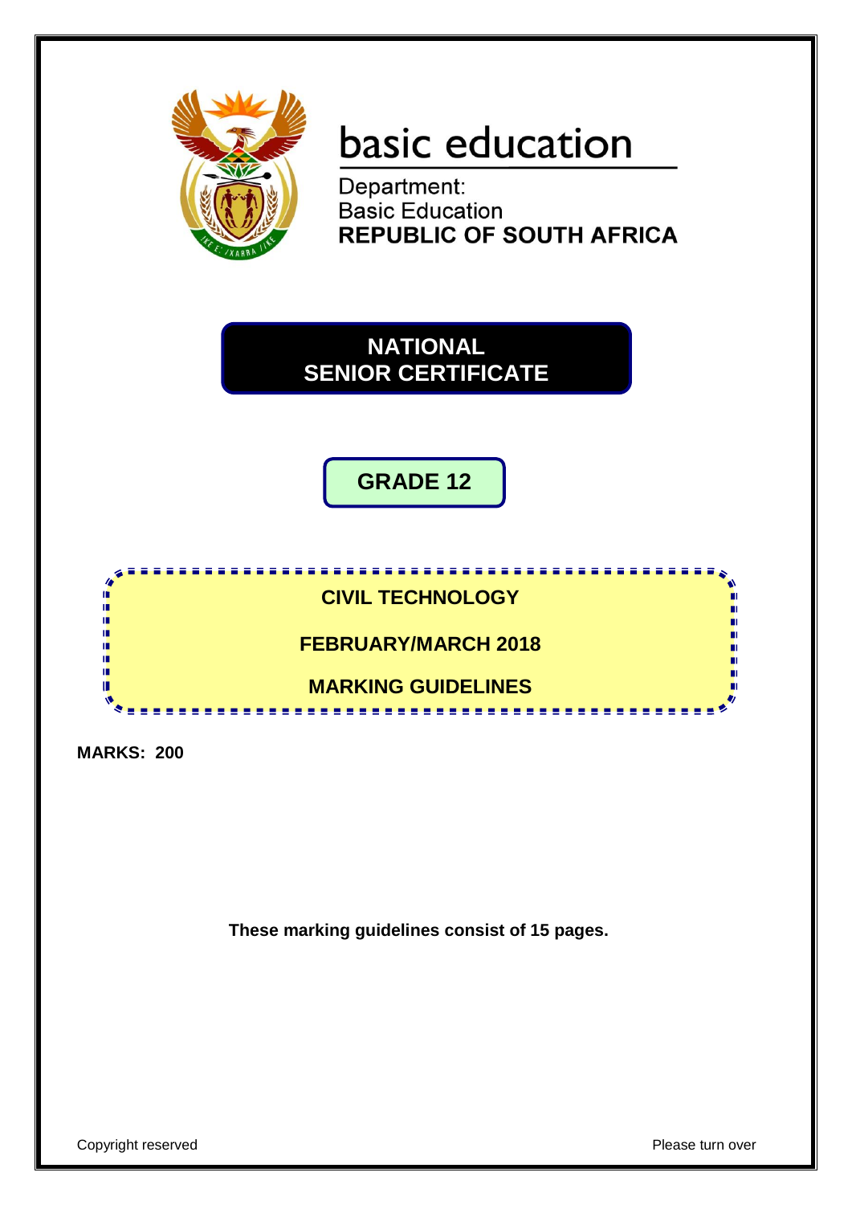basic education

Department:
Basic Education
**REPUBLIC OF SOUTH AFRICA**

# NATIONAL SENIOR CERTIFICATE

## GRADE 12

## CIVIL TECHNOLOGY

## FEBRUARY/MARCH 2018

## MARKING GUIDELINES

**MARKS: 200**

**These marking guidelines consist of 15 pages.**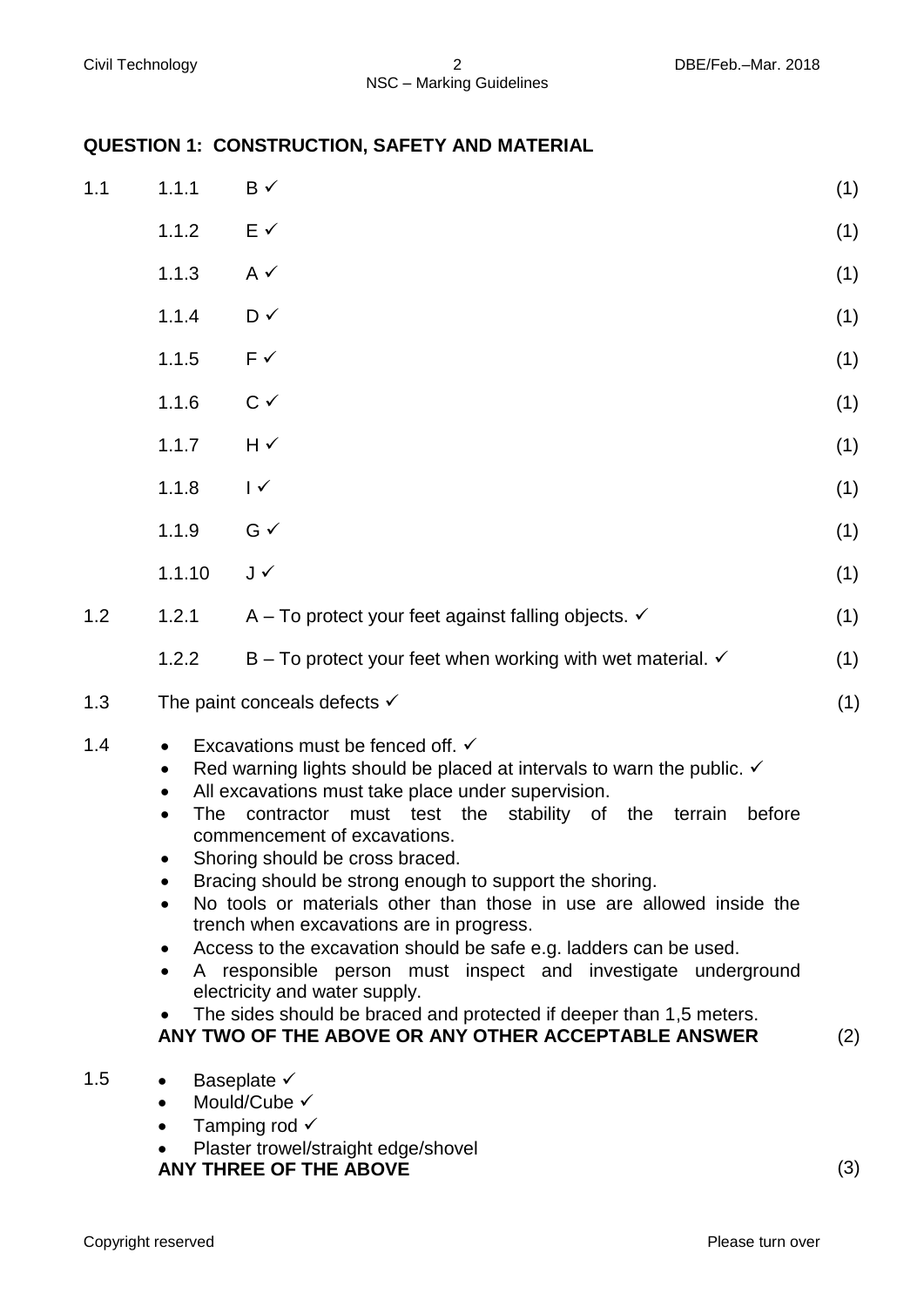## QUESTION 1: CONSTRUCTION, SAFETY AND MATERIAL

| | | | |
|---|---|---|---|
| 1.1 | 1.1.1 | B ✓ | (1) |
| | 1.1.2 | E ✓ | (1) |
| | 1.1.3 | A ✓ | (1) |
| | 1.1.4 | D ✓ | (1) |
| | 1.1.5 | F ✓ | (1) |
| | 1.1.6 | C ✓ | (1) |
| | 1.1.7 | H ✓ | (1) |
| | 1.1.8 | I ✓ | (1) |
| | 1.1.9 | G ✓ | (1) |
| | 1.1.10 | J ✓ | (1) |
| 1.2 | 1.2.1 | A – To protect your feet against falling objects. ✓ | (1) |
| | 1.2.2 | B – To protect your feet when working with wet material. ✓ | (1) |

1.3 The paint conceals defects ✓ (1)

1.4
- Excavations must be fenced off. ✓
- Red warning lights should be placed at intervals to warn the public. ✓
- All excavations must take place under supervision.
- The contractor must test the stability of the terrain before commencement of excavations.
- Shoring should be cross braced.
- Bracing should be strong enough to support the shoring.
- No tools or materials other than those in use are allowed inside the trench when excavations are in progress.
- Access to the excavation should be safe e.g. ladders can be used.
- A responsible person must inspect and investigate underground electricity and water supply.
- The sides should be braced and protected if deeper than 1,5 meters.

**ANY TWO OF THE ABOVE OR ANY OTHER ACCEPTABLE ANSWER** (2)

1.5
- Baseplate ✓
- Mould/Cube ✓
- Tamping rod ✓
- Plaster trowel/straight edge/shovel

**ANY THREE OF THE ABOVE** (3)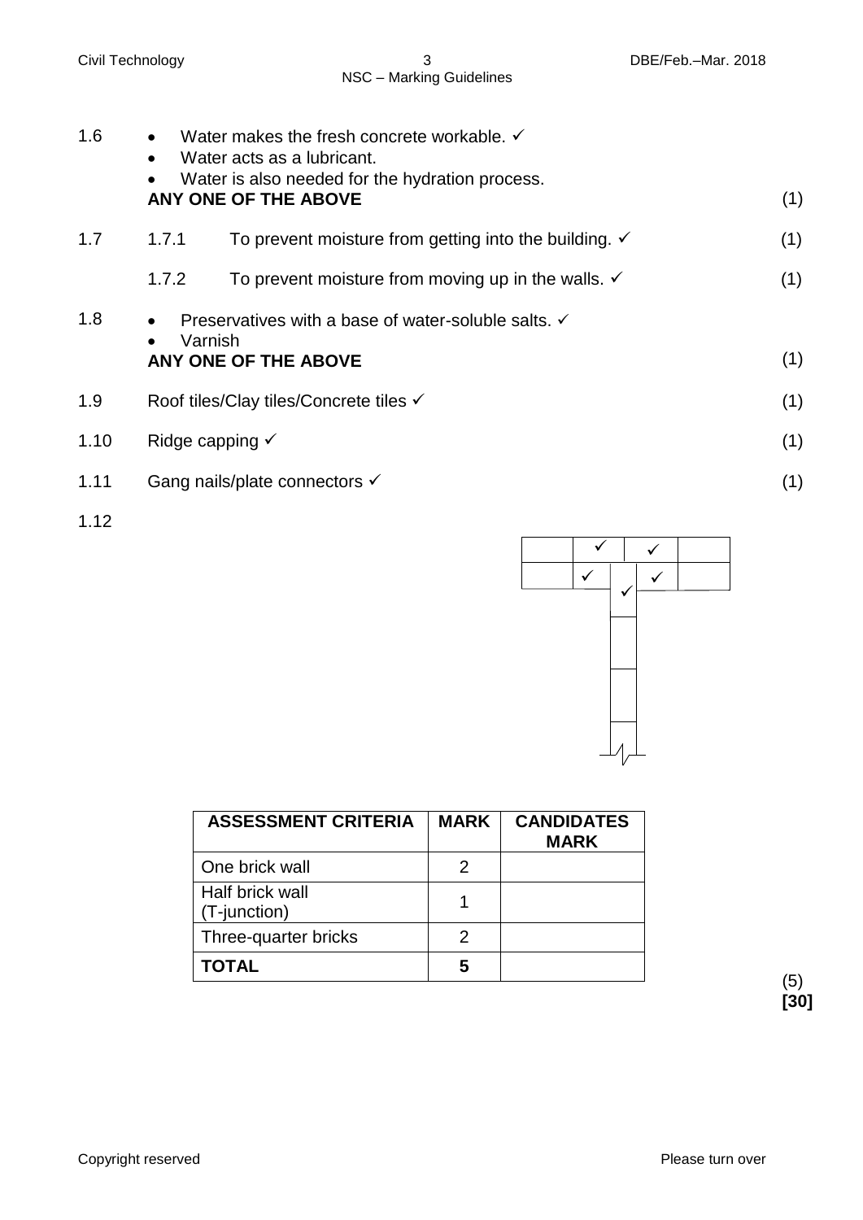1.6
- Water makes the fresh concrete workable. ✓
- Water acts as a lubricant.
- Water is also needed for the hydration process.

**ANY ONE OF THE ABOVE** (1)

1.7
1.7.1 To prevent moisture from getting into the building. ✓ (1)

1.7.2 To prevent moisture from moving up in the walls. ✓ (1)

1.8
- Preservatives with a base of water-soluble salts. ✓
- Varnish

**ANY ONE OF THE ABOVE** (1)

1.9 Roof tiles/Clay tiles/Concrete tiles ✓ (1)

1.10 Ridge capping ✓ (1)

1.11 Gang nails/plate connectors ✓ (1)

1.12

| ASSESSMENT CRITERIA | MARK | CANDIDATES MARK |
|---|---|---|
| One brick wall | 2 | |
| Half brick wall (T-junction) | 1 | |
| Three-quarter bricks | 2 | |
| **TOTAL** | **5** | |

(5)
**[30]**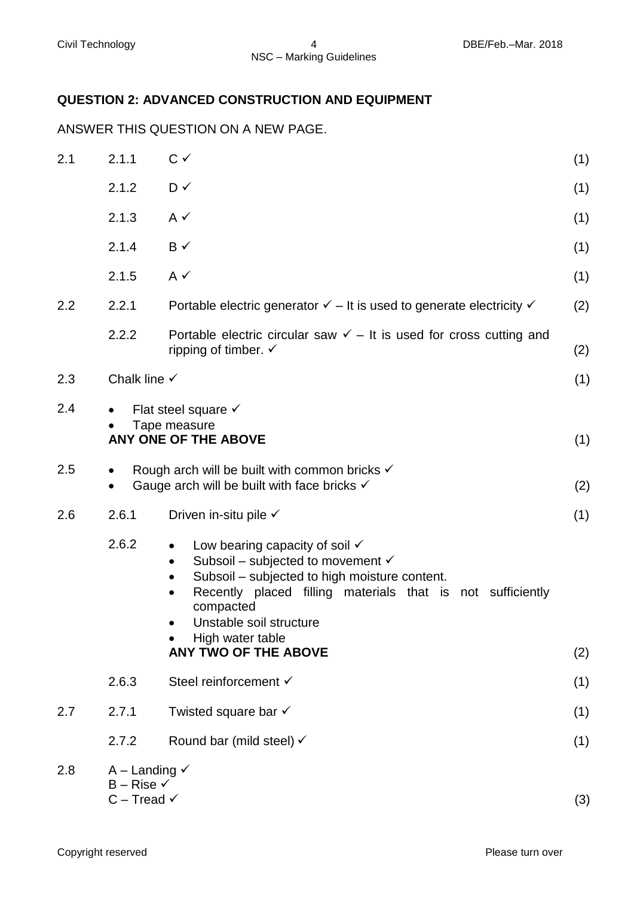## QUESTION 2: ADVANCED CONSTRUCTION AND EQUIPMENT

ANSWER THIS QUESTION ON A NEW PAGE.

| | | | |
|---|---|---|---|
| 2.1 | 2.1.1 | C ✓ | (1) |
| | 2.1.2 | D ✓ | (1) |
| | 2.1.3 | A ✓ | (1) |
| | 2.1.4 | B ✓ | (1) |
| | 2.1.5 | A ✓ | (1) |
| 2.2 | 2.2.1 | Portable electric generator ✓ – It is used to generate electricity ✓ | (2) |
| | 2.2.2 | Portable electric circular saw ✓ – It is used for cross cutting and ripping of timber. ✓ | (2) |

2.3 Chalk line ✓ (1)

2.4
- Flat steel square ✓
- Tape measure

**ANY ONE OF THE ABOVE** (1)

2.5
- Rough arch will be built with common bricks ✓
- Gauge arch will be built with face bricks ✓

(2)

2.6

2.6.1 Driven in-situ pile ✓ (1)

2.6.2
- Low bearing capacity of soil ✓
- Subsoil – subjected to movement ✓
- Subsoil – subjected to high moisture content.
- Recently placed filling materials that is not sufficiently compacted
- Unstable soil structure
- High water table

**ANY TWO OF THE ABOVE** (2)

2.6.3 Steel reinforcement ✓ (1)

2.7

2.7.1 Twisted square bar ✓ (1)

2.7.2 Round bar (mild steel) ✓ (1)

2.8
A – Landing ✓
B – Rise ✓
C – Tread ✓ (3)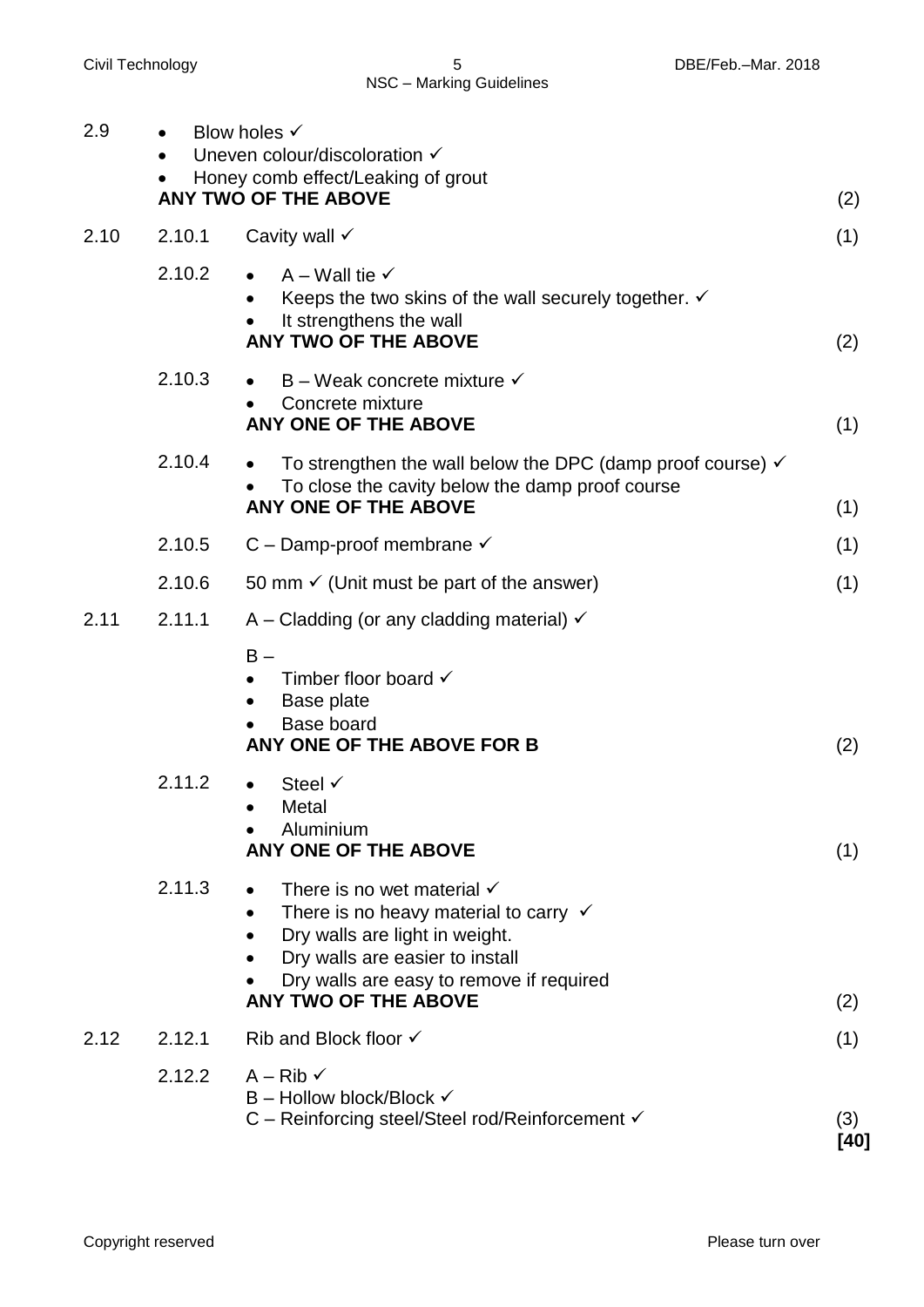2.9
- Blow holes ✓
- Uneven colour/discoloration ✓
- Honey comb effect/Leaking of grout

**ANY TWO OF THE ABOVE** (2)

2.10

2.10.1 Cavity wall ✓ (1)

2.10.2
- A – Wall tie ✓
- Keeps the two skins of the wall securely together. ✓
- It strengthens the wall

**ANY TWO OF THE ABOVE** (2)

2.10.3
- B – Weak concrete mixture ✓
- Concrete mixture

**ANY ONE OF THE ABOVE** (1)

2.10.4
- To strengthen the wall below the DPC (damp proof course) ✓
- To close the cavity below the damp proof course

**ANY ONE OF THE ABOVE** (1)

2.10.5 C – Damp-proof membrane ✓ (1)

2.10.6 50 mm ✓ (Unit must be part of the answer) (1)

2.11

2.11.1 A – Cladding (or any cladding material) ✓

B –
- Timber floor board ✓
- Base plate
- Base board

**ANY ONE OF THE ABOVE FOR B** (2)

2.11.2
- Steel ✓
- Metal
- Aluminium

**ANY ONE OF THE ABOVE** (1)

2.11.3
- There is no wet material ✓
- There is no heavy material to carry ✓
- Dry walls are light in weight.
- Dry walls are easier to install
- Dry walls are easy to remove if required

**ANY TWO OF THE ABOVE** (2)

2.12

2.12.1 Rib and Block floor ✓ (1)

2.12.2 A – Rib ✓
B – Hollow block/Block ✓
C – Reinforcing steel/Steel rod/Reinforcement ✓ (3)

**[40]**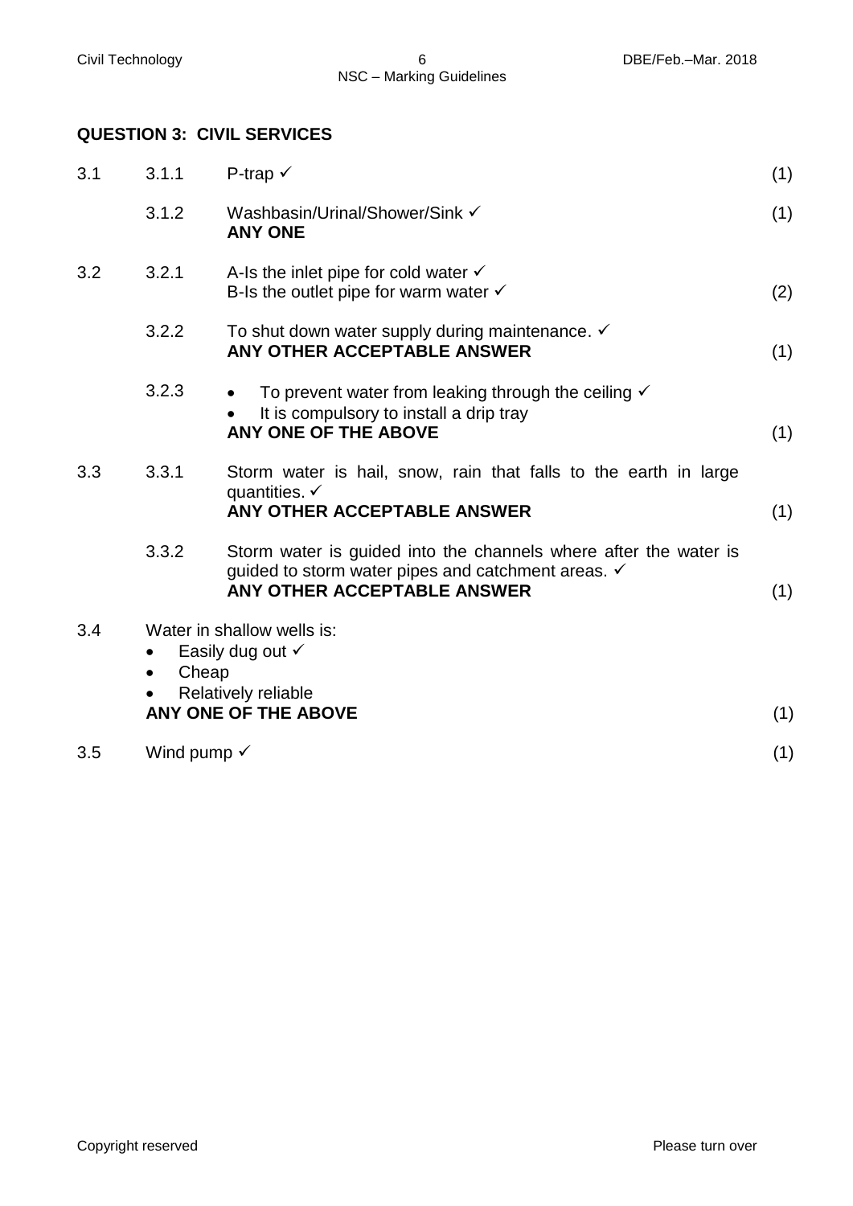## QUESTION 3: CIVIL SERVICES

| | | | |
|---|---|---|---|
| 3.1 | 3.1.1 | P-trap ✓ | (1) |
| | 3.1.2 | Washbasin/Urinal/Shower/Sink ✓ **ANY ONE** | (1) |
| 3.2 | 3.2.1 | A-Is the inlet pipe for cold water ✓ B-Is the outlet pipe for warm water ✓ | (2) |
| | 3.2.2 | To shut down water supply during maintenance. ✓ **ANY OTHER ACCEPTABLE ANSWER** | (1) |
| | 3.2.3 | • To prevent water from leaking through the ceiling ✓ • It is compulsory to install a drip tray **ANY ONE OF THE ABOVE** | (1) |
| 3.3 | 3.3.1 | Storm water is hail, snow, rain that falls to the earth in large quantities. ✓ **ANY OTHER ACCEPTABLE ANSWER** | (1) |
| | 3.3.2 | Storm water is guided into the channels where after the water is guided to storm water pipes and catchment areas. ✓ **ANY OTHER ACCEPTABLE ANSWER** | (1) |
| 3.4 | | Water in shallow wells is: • Easily dug out ✓ • Cheap • Relatively reliable **ANY ONE OF THE ABOVE** | (1) |
| 3.5 | | Wind pump ✓ | (1) |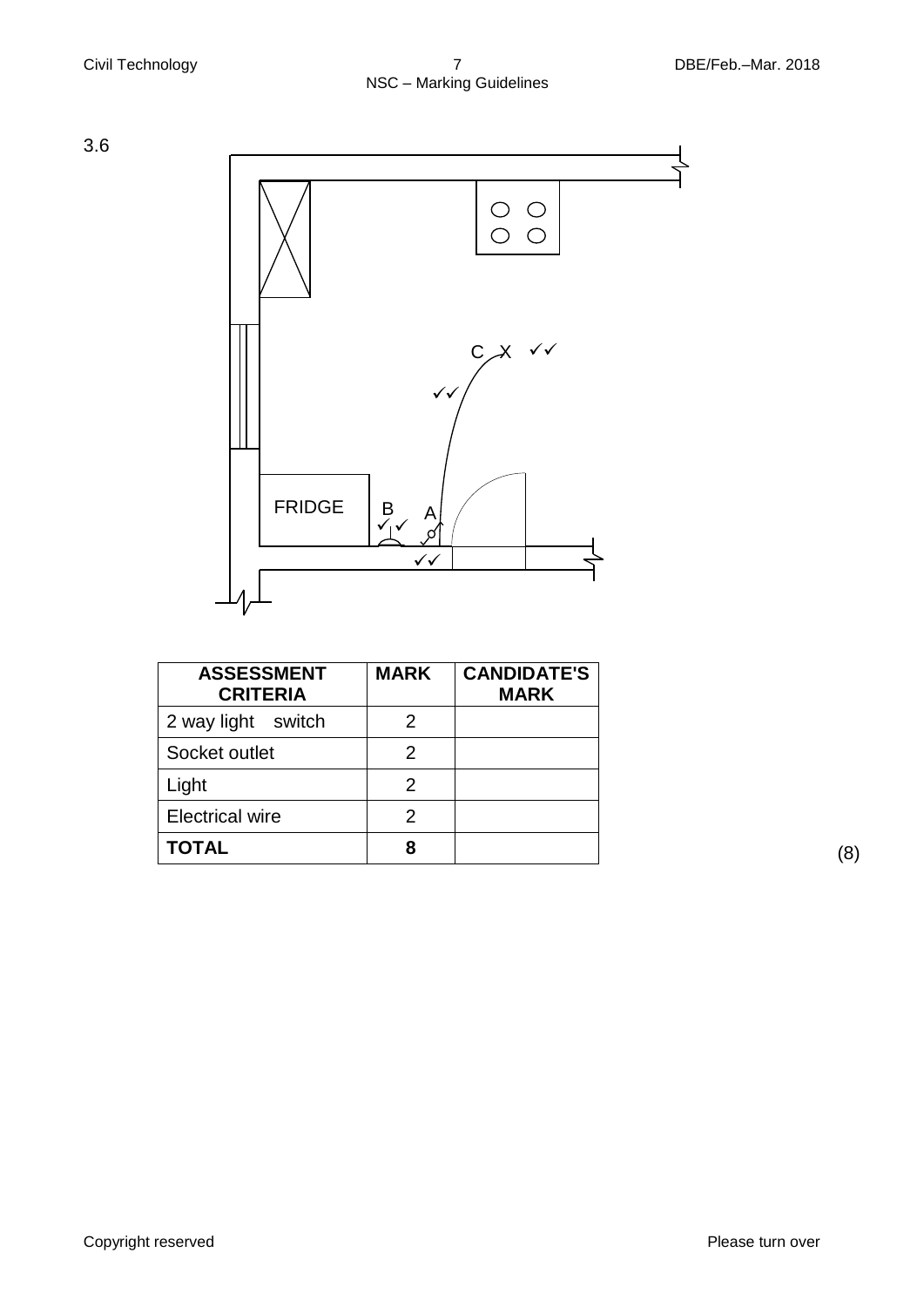3.6

FRIDGE

B ✓✓

A ✓✓

C X ✓✓

✓✓

| ASSESSMENT CRITERIA | MARK | CANDIDATE'S MARK |
| --- | --- | --- |
| 2 way light switch | 2 | |
| Socket outlet | 2 | |
| Light | 2 | |
| Electrical wire | 2 | |
| **TOTAL** | **8** | |

(8)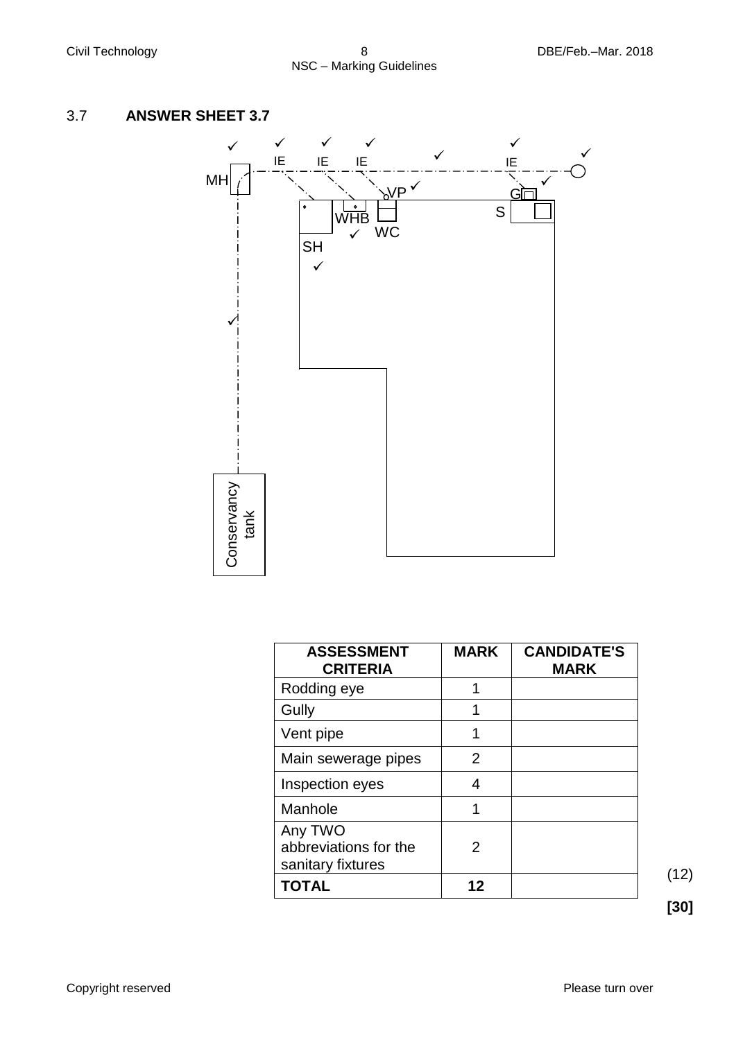3.7 **ANSWER SHEET 3.7**

MH IE IE IE VP G S WHB WC SH IE Conservancy tank

| ASSESSMENT CRITERIA | MARK | CANDIDATE'S MARK |
|---|---|---|
| Rodding eye | 1 | |
| Gully | 1 | |
| Vent pipe | 1 | |
| Main sewerage pipes | 2 | |
| Inspection eyes | 4 | |
| Manhole | 1 | |
| Any TWO abbreviations for the sanitary fixtures | 2 | |
| **TOTAL** | **12** | |

(12)

**[30]**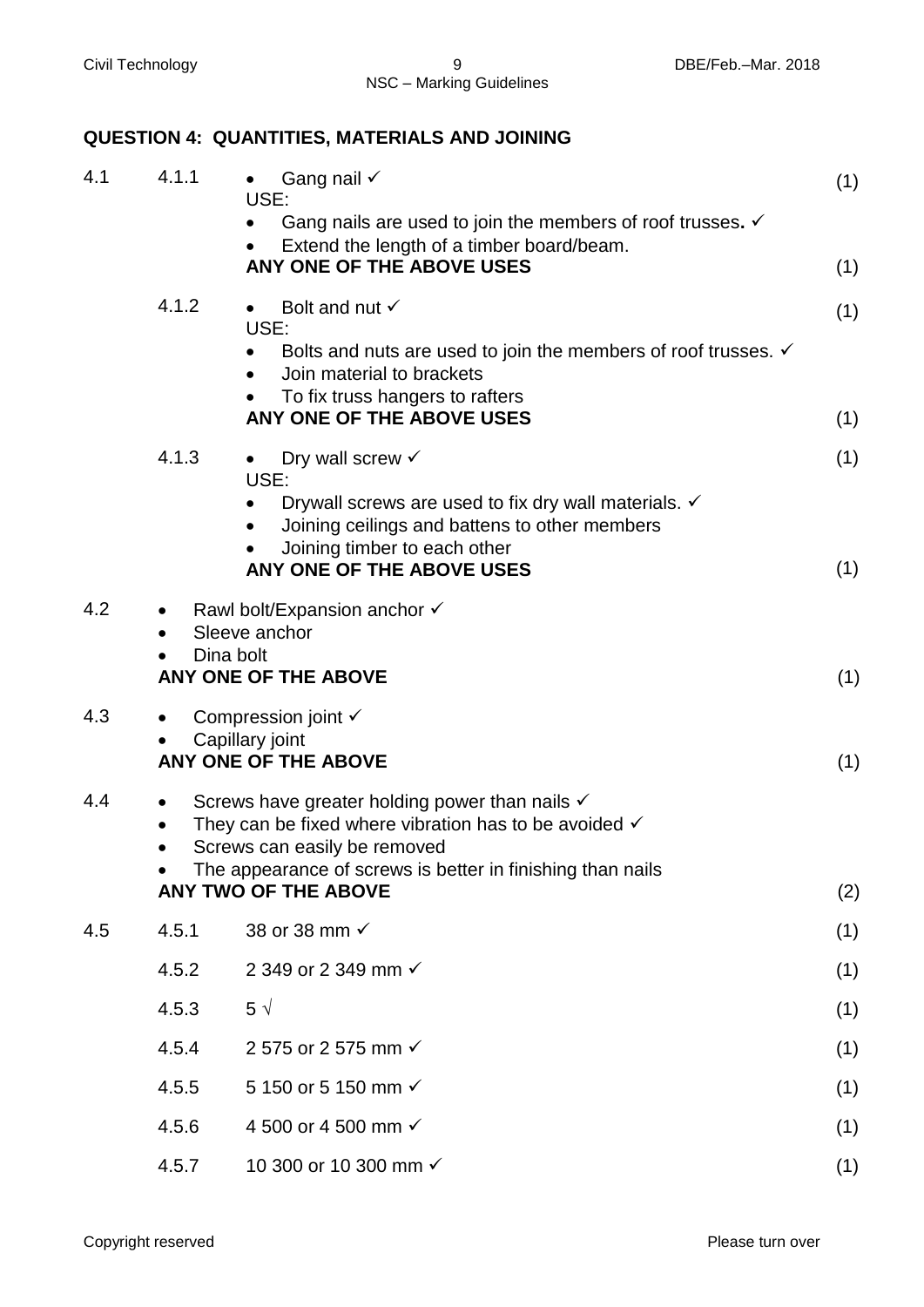## QUESTION 4: QUANTITIES, MATERIALS AND JOINING

**4.1**

**4.1.1**

- Gang nail ✓ (1)

USE:

- Gang nails are used to join the members of roof trusses. ✓
- Extend the length of a timber board/beam.

**ANY ONE OF THE ABOVE USES** (1)

**4.1.2**

- Bolt and nut ✓ (1)

USE:

- Bolts and nuts are used to join the members of roof trusses. ✓
- Join material to brackets
- To fix truss hangers to rafters

**ANY ONE OF THE ABOVE USES** (1)

**4.1.3**

- Dry wall screw ✓ (1)

USE:

- Drywall screws are used to fix dry wall materials. ✓
- Joining ceilings and battens to other members
- Joining timber to each other

**ANY ONE OF THE ABOVE USES** (1)

**4.2**

- Rawl bolt/Expansion anchor ✓
- Sleeve anchor
- Dina bolt

**ANY ONE OF THE ABOVE** (1)

**4.3**

- Compression joint ✓
- Capillary joint

**ANY ONE OF THE ABOVE** (1)

**4.4**

- Screws have greater holding power than nails ✓
- They can be fixed where vibration has to be avoided ✓
- Screws can easily be removed
- The appearance of screws is better in finishing than nails

**ANY TWO OF THE ABOVE** (2)

**4.5**

| | | |
|---|---|---|
| 4.5.1 | 38 or 38 mm ✓ | (1) |
| 4.5.2 | 2 349 or 2 349 mm ✓ | (1) |
| 4.5.3 | 5 √ | (1) |
| 4.5.4 | 2 575 or 2 575 mm ✓ | (1) |
| 4.5.5 | 5 150 or 5 150 mm ✓ | (1) |
| 4.5.6 | 4 500 or 4 500 mm ✓ | (1) |
| 4.5.7 | 10 300 or 10 300 mm ✓ | (1) |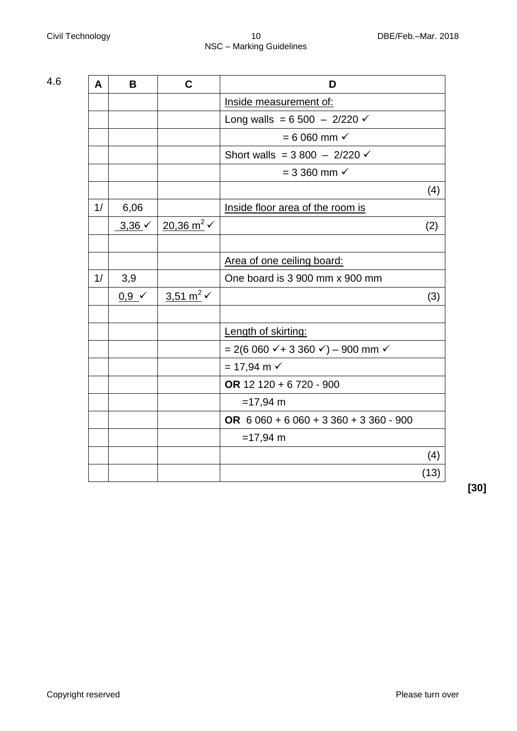4.6

| A | B | C | D |
|---|---|---|---|
| | | | Inside measurement of: |
| | | | Long walls = 6 500 – 2/220 ✓ |
| | | | = 6 060 mm ✓ |
| | | | Short walls = 3 800 – 2/220 ✓ |
| | | | = 3 360 mm ✓ |
| | | | (4) |
| 1/ | 6,06 | | Inside floor area of the room is |
| | 3,36 ✓ | 20,36 $m^2$ ✓ | (2) |
| | | | |
| | | | Area of one ceiling board: |
| 1/ | 3,9 | | One board is 3 900 mm x 900 mm |
| | 0,9 ✓ | 3,51 $m^2$ ✓ | (3) |
| | | | |
| | | | Length of skirting: |
| | | | = 2(6 060 ✓+ 3 360 ✓) – 900 mm ✓ |
| | | | = 17,94 m ✓ |
| | | | **OR** 12 120 + 6 720 - 900 |
| | | | =17,94 m |
| | | | **OR** 6 060 + 6 060 + 3 360 + 3 360 - 900 |
| | | | =17,94 m |
| | | | (4) |
| | | | (13) |

**[30]**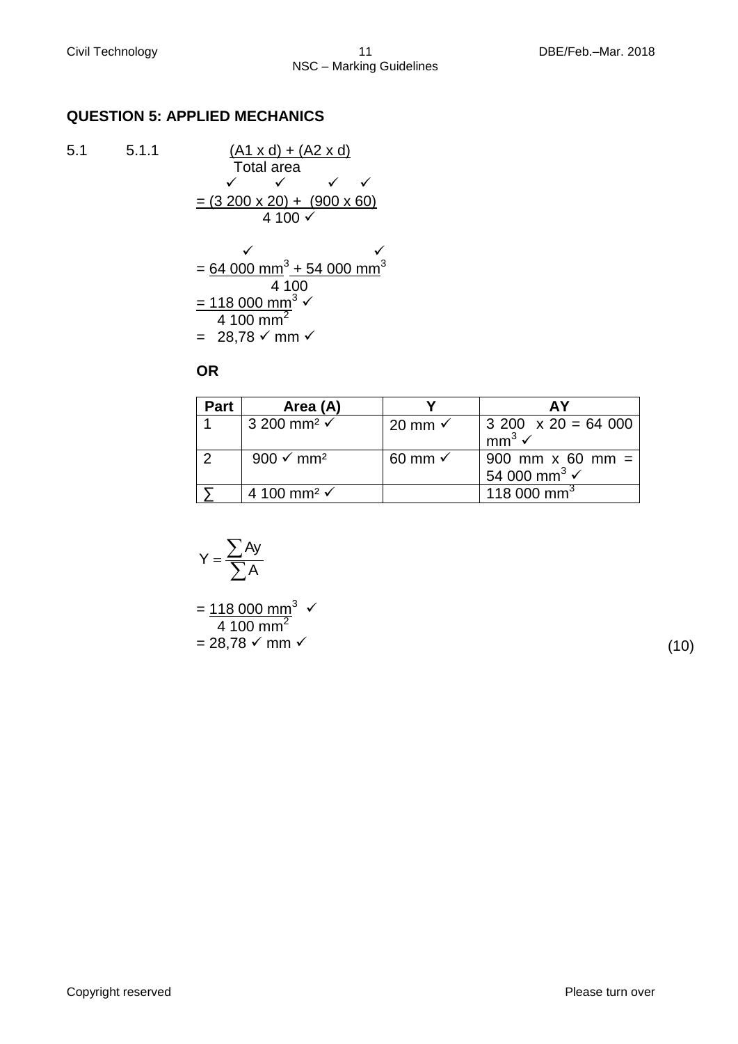## QUESTION 5: APPLIED MECHANICS

5.1 5.1.1

$$\frac{(A1 \times d) + (A2 \times d)}{\text{Total area}}$$

✓ ✓ ✓ ✓

$$= \frac{(3\,200 \times 20) + (900 \times 60)}{4\,100 \checkmark}$$

✓ ✓

$$= \frac{64\,000 \text{ mm}^3 + 54\,000 \text{ mm}^3}{4\,100}$$

$$= \frac{118\,000 \text{ mm}^3 \checkmark}{4\,100 \text{ mm}^2}$$

$= 28{,}78$ ✓ mm ✓

**OR**

| Part | Area (A) | Y | AY |
|---|---|---|---|
| 1 | 3 200 mm² ✓ | 20 mm ✓ | 3 200 x 20 = 64 000 $\text{mm}^3$ ✓ |
| 2 | 900 ✓ mm² | 60 mm ✓ | 900 mm x 60 mm = 54 000 $\text{mm}^3$ ✓ |
| ∑ | 4 100 mm² ✓ | | 118 000 $\text{mm}^3$ |

$$Y = \frac{\sum Ay}{\sum A}$$

$$= \frac{118\,000 \text{ mm}^3}{4\,100 \text{ mm}^2} \checkmark$$

$= 28{,}78$ ✓ mm ✓ (10)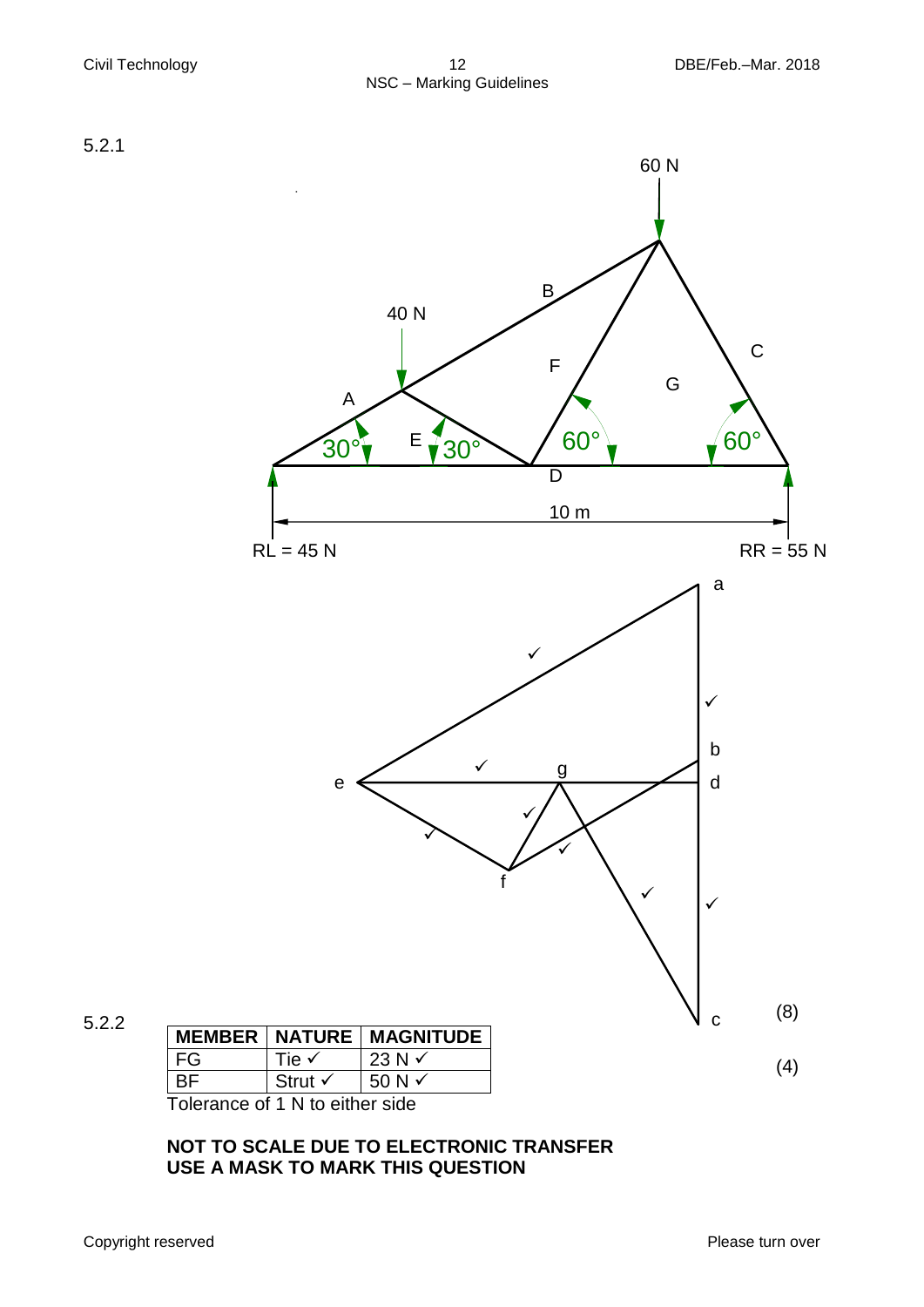5.2.1

60 N

40 N

A B C

E F G

D

30° 30° 60° 60°

10 m

RL = 45 N RR = 55 N

a

b

d

e g

f

c

(8)

5.2.2

| MEMBER | NATURE | MAGNITUDE |
|---|---|---|
| FG | Tie ✓ | 23 N ✓ |
| BF | Strut ✓ | 50 N ✓ |

Tolerance of 1 N to either side

(4)

**NOT TO SCALE DUE TO ELECTRONIC TRANSFER**
**USE A MASK TO MARK THIS QUESTION**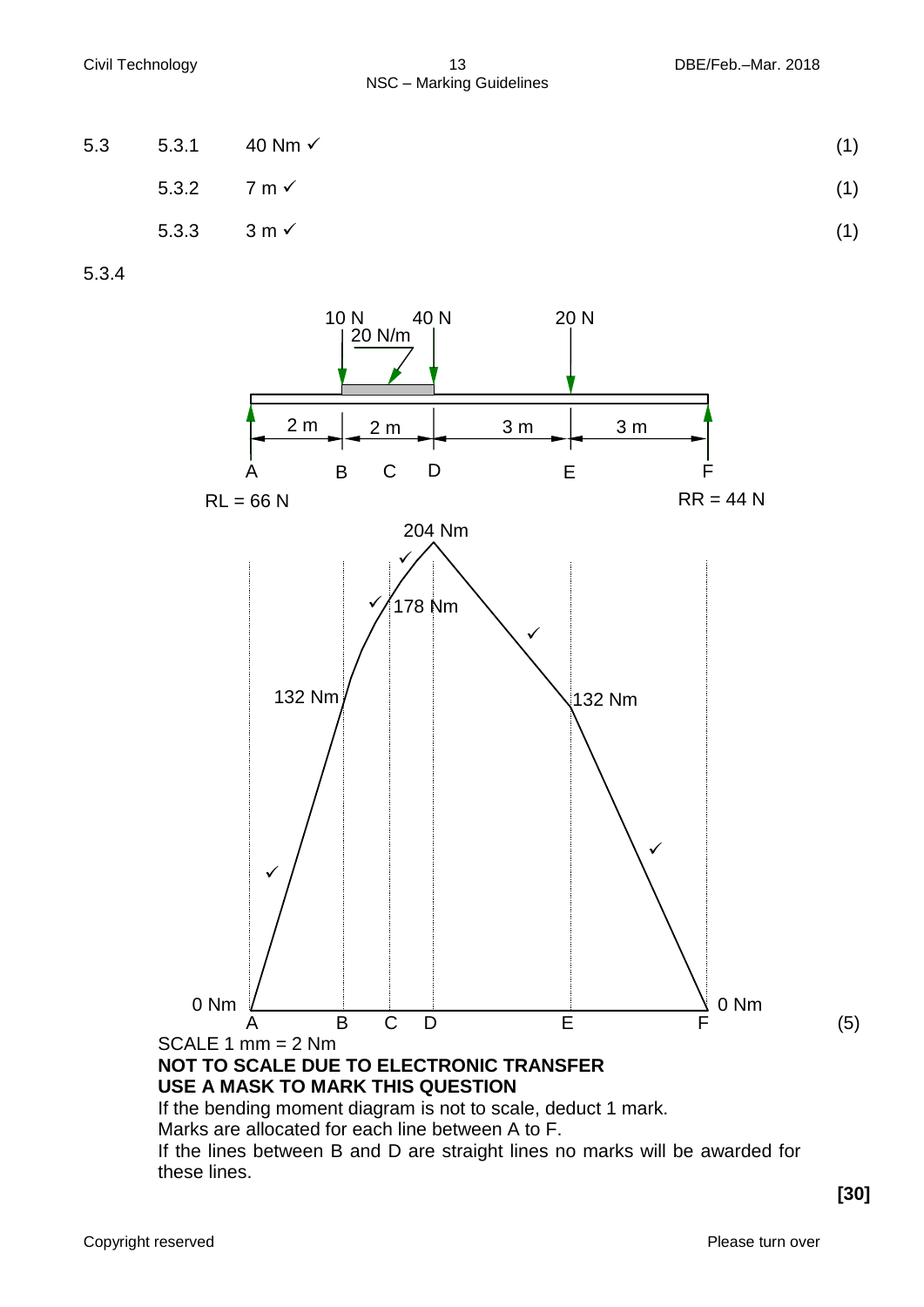5.3

| | | | |
|---|---|---|---|
| 5.3.1 | 40 Nm ✓ | | (1) |
| 5.3.2 | 7 m ✓ | | (1) |
| 5.3.3 | 3 m ✓ | | (1) |

5.3.4

10 N  40 N  20 N
20 N/m

2 m  2 m  3 m  3 m

A  B  C  D  E  F

RL = 66 N  RR = 44 N

204 Nm ✓
✓ 178 Nm
132 Nm  ✓  132 Nm
✓  ✓

0 Nm  0 Nm

A  B  C  D  E  F

(5)

SCALE 1 mm = 2 Nm

**NOT TO SCALE DUE TO ELECTRONIC TRANSFER**

**USE A MASK TO MARK THIS QUESTION**

If the bending moment diagram is not to scale, deduct 1 mark.

Marks are allocated for each line between A to F.

If the lines between B and D are straight lines no marks will be awarded for these lines.

**[30]**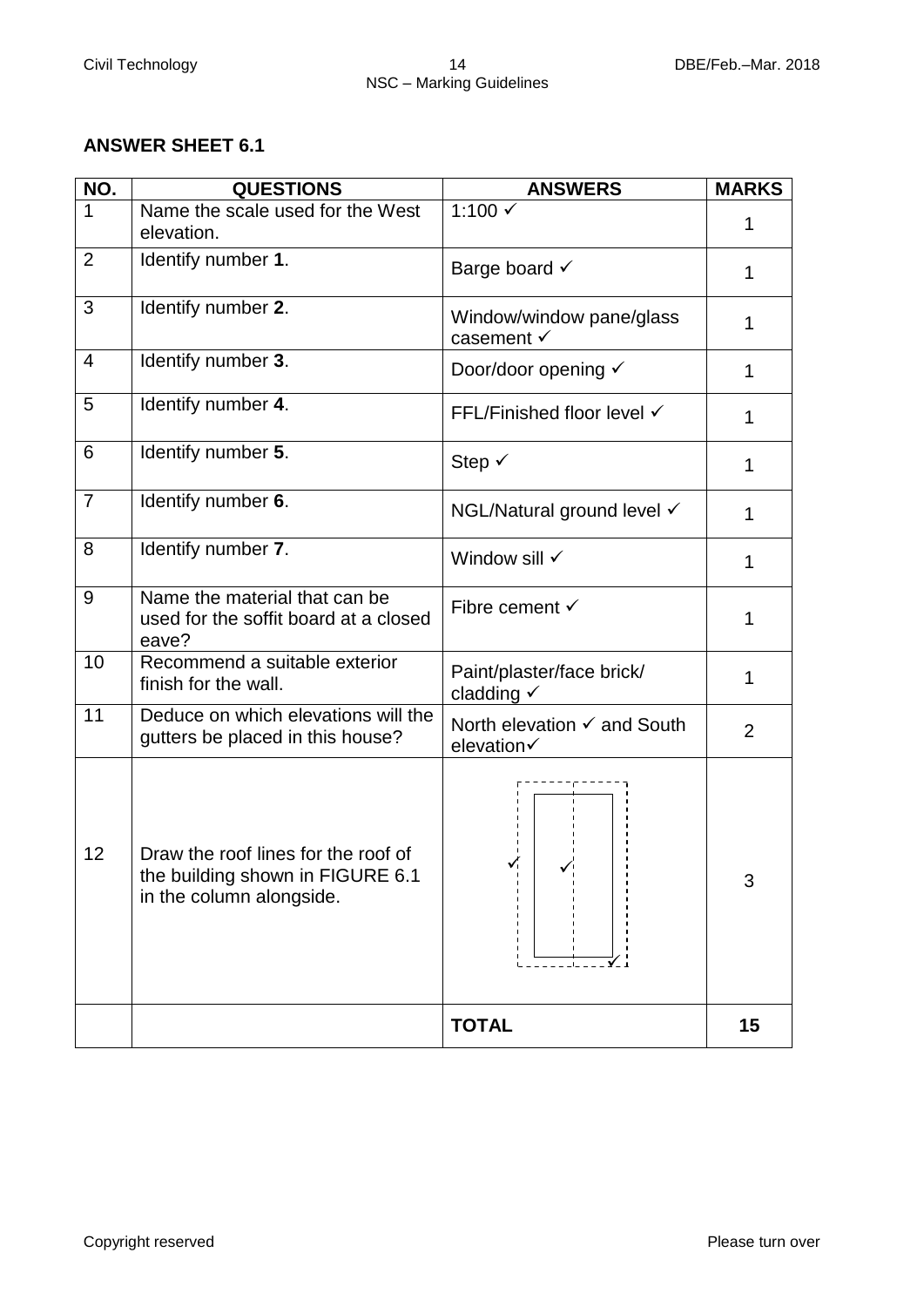## ANSWER SHEET 6.1

| NO. | QUESTIONS | ANSWERS | MARKS |
|---|---|---|---|
| 1 | Name the scale used for the West elevation. | 1:100 ✓ | 1 |
| 2 | Identify number **1**. | Barge board ✓ | 1 |
| 3 | Identify number **2**. | Window/window pane/glass casement ✓ | 1 |
| 4 | Identify number **3**. | Door/door opening ✓ | 1 |
| 5 | Identify number **4**. | FFL/Finished floor level ✓ | 1 |
| 6 | Identify number **5**. | Step ✓ | 1 |
| 7 | Identify number **6**. | NGL/Natural ground level ✓ | 1 |
| 8 | Identify number **7**. | Window sill ✓ | 1 |
| 9 | Name the material that can be used for the soffit board at a closed eave? | Fibre cement ✓ | 1 |
| 10 | Recommend a suitable exterior finish for the wall. | Paint/plaster/face brick/ cladding ✓ | 1 |
| 11 | Deduce on which elevations will the gutters be placed in this house? | North elevation ✓ and South elevation✓ | 2 |
| 12 | Draw the roof lines for the roof of the building shown in FIGURE 6.1 in the column alongside. | ✓ ✓ ✓ | 3 |
| | | **TOTAL** | **15** |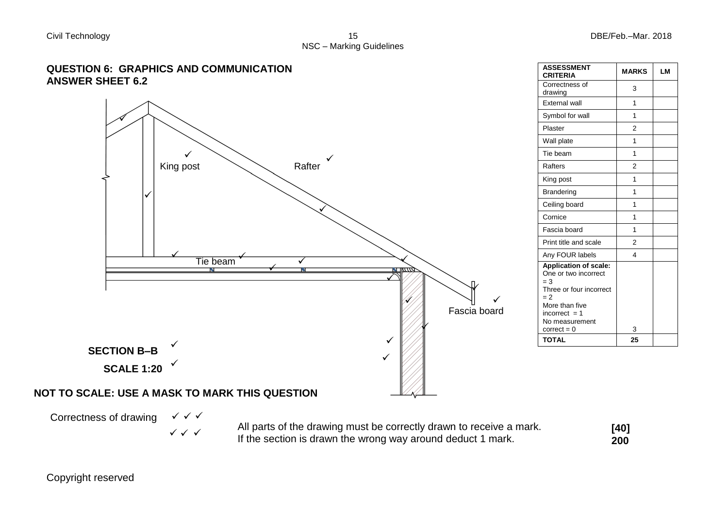## QUESTION 6: GRAPHICS AND COMMUNICATION
## ANSWER SHEET 6.2

King post

Rafter

Tie beam

Fascia board

**SECTION B–B**

**SCALE 1:20**

**NOT TO SCALE: USE A MASK TO MARK THIS QUESTION**

| ASSESSMENT CRITERIA | MARKS | LM |
|---|---|---|
| Correctness of drawing | 3 | |
| External wall | 1 | |
| Symbol for wall | 1 | |
| Plaster | 2 | |
| Wall plate | 1 | |
| Tie beam | 1 | |
| Rafters | 2 | |
| King post | 1 | |
| Brandering | 1 | |
| Ceiling board | 1 | |
| Cornice | 1 | |
| Fascia board | 1 | |
| Print title and scale | 2 | |
| Any FOUR labels | 4 | |
| **Application of scale:** One or two incorrect = 3 Three or four incorrect = 2 More than five incorrect = 1 No measurement correct = 0 | 3 | |
| **TOTAL** | **25** | |

Correctness of drawing ✓ ✓ ✓ ✓ ✓ ✓

All parts of the drawing must be correctly drawn to receive a mark.
If the section is drawn the wrong way around deduct 1 mark.

**[40]**
**200**